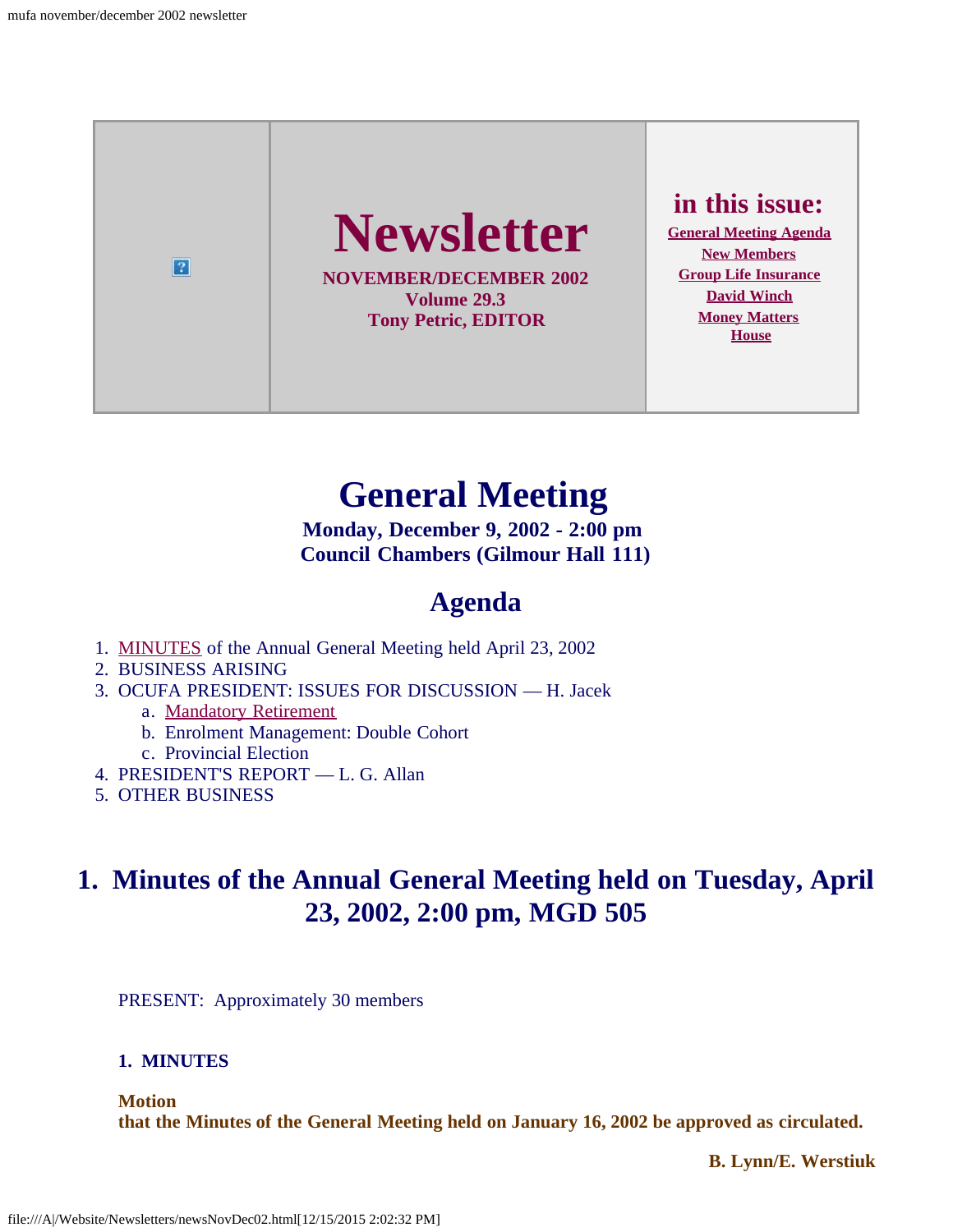# Newsletter

**NOVEMBER/DECEMBER 2002**
**Volume 29.3**
**Tony Petric, EDITOR**

**in this issue:**

- General Meeting Agenda
- New Members
- Group Life Insurance
- David Winch
- Money Matters
- House

# General Meeting

**Monday, December 9, 2002 - 2:00 pm**
**Council Chambers (Gilmour Hall 111)**

## Agenda

1. MINUTES of the Annual General Meeting held April 23, 2002
2. BUSINESS ARISING
3. OCUFA PRESIDENT: ISSUES FOR DISCUSSION — H. Jacek
   a. Mandatory Retirement
   b. Enrolment Management: Double Cohort
   c. Provincial Election
4. PRESIDENT'S REPORT — L. G. Allan
5. OTHER BUSINESS

## 1. Minutes of the Annual General Meeting held on Tuesday, April 23, 2002, 2:00 pm, MGD 505

PRESENT: Approximately 30 members

**1. MINUTES**

**Motion**
**that the Minutes of the General Meeting held on January 16, 2002 be approved as circulated.**

**B. Lynn/E. Werstiuk**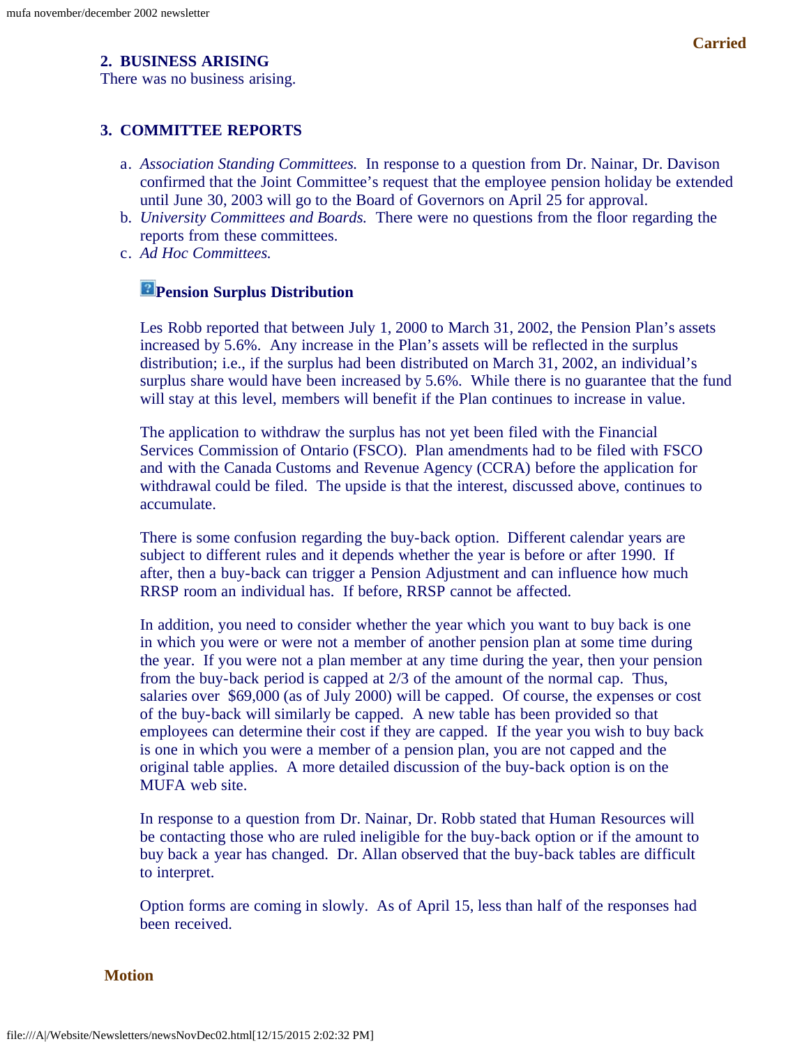**Carried**

## 2. BUSINESS ARISING

There was no business arising.

## 3. COMMITTEE REPORTS

a. *Association Standing Committees.* In response to a question from Dr. Nainar, Dr. Davison confirmed that the Joint Committee's request that the employee pension holiday be extended until June 30, 2003 will go to the Board of Governors on April 25 for approval.
b. *University Committees and Boards.* There were no questions from the floor regarding the reports from these committees.
c. *Ad Hoc Committees.*

### Pension Surplus Distribution

Les Robb reported that between July 1, 2000 to March 31, 2002, the Pension Plan's assets increased by 5.6%. Any increase in the Plan's assets will be reflected in the surplus distribution; i.e., if the surplus had been distributed on March 31, 2002, an individual's surplus share would have been increased by 5.6%. While there is no guarantee that the fund will stay at this level, members will benefit if the Plan continues to increase in value.

The application to withdraw the surplus has not yet been filed with the Financial Services Commission of Ontario (FSCO). Plan amendments had to be filed with FSCO and with the Canada Customs and Revenue Agency (CCRA) before the application for withdrawal could be filed. The upside is that the interest, discussed above, continues to accumulate.

There is some confusion regarding the buy-back option. Different calendar years are subject to different rules and it depends whether the year is before or after 1990. If after, then a buy-back can trigger a Pension Adjustment and can influence how much RRSP room an individual has. If before, RRSP cannot be affected.

In addition, you need to consider whether the year which you want to buy back is one in which you were or were not a member of another pension plan at some time during the year. If you were not a plan member at any time during the year, then your pension from the buy-back period is capped at 2/3 of the amount of the normal cap. Thus, salaries over $69,000 (as of July 2000) will be capped. Of course, the expenses or cost of the buy-back will similarly be capped. A new table has been provided so that employees can determine their cost if they are capped. If the year you wish to buy back is one in which you were a member of a pension plan, you are not capped and the original table applies. A more detailed discussion of the buy-back option is on the MUFA web site.

In response to a question from Dr. Nainar, Dr. Robb stated that Human Resources will be contacting those who are ruled ineligible for the buy-back option or if the amount to buy back a year has changed. Dr. Allan observed that the buy-back tables are difficult to interpret.

Option forms are coming in slowly. As of April 15, less than half of the responses had been received.

**Motion**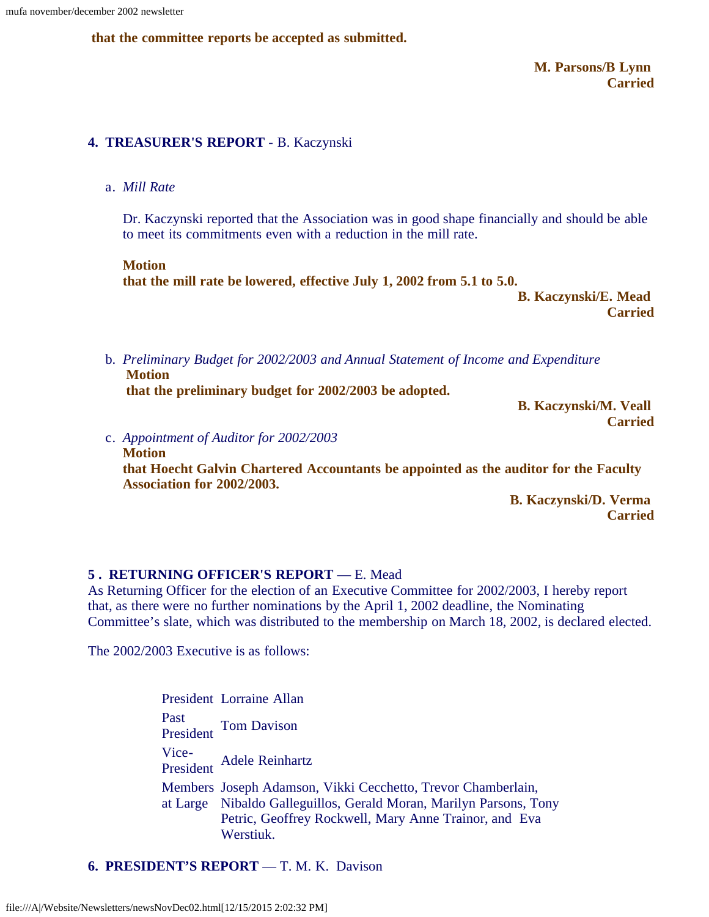**that the committee reports be accepted as submitted.**

**M. Parsons/B Lynn**
**Carried**

**4. TREASURER'S REPORT** - B. Kaczynski

a. *Mill Rate*

Dr. Kaczynski reported that the Association was in good shape financially and should be able to meet its commitments even with a reduction in the mill rate.

**Motion**
**that the mill rate be lowered, effective July 1, 2002 from 5.1 to 5.0.**

**B. Kaczynski/E. Mead**
**Carried**

b. *Preliminary Budget for 2002/2003 and Annual Statement of Income and Expenditure*

**Motion**
**that the preliminary budget for 2002/2003 be adopted.**

**B. Kaczynski/M. Veall**
**Carried**

c. *Appointment of Auditor for 2002/2003*

**Motion**
**that Hoecht Galvin Chartered Accountants be appointed as the auditor for the Faculty Association for 2002/2003.**

**B. Kaczynski/D. Verma**
**Carried**

**5 . RETURNING OFFICER'S REPORT** — E. Mead

As Returning Officer for the election of an Executive Committee for 2002/2003, I hereby report that, as there were no further nominations by the April 1, 2002 deadline, the Nominating Committee's slate, which was distributed to the membership on March 18, 2002, is declared elected.

The 2002/2003 Executive is as follows:

| | |
|---|---|
| President | Lorraine Allan |
| Past President | Tom Davison |
| Vice-President | Adele Reinhartz |
| Members at Large | Joseph Adamson, Vikki Cecchetto, Trevor Chamberlain, Nibaldo Galleguillos, Gerald Moran, Marilyn Parsons, Tony Petric, Geoffrey Rockwell, Mary Anne Trainor, and Eva Werstiuk. |

**6. PRESIDENT'S REPORT** — T. M. K. Davison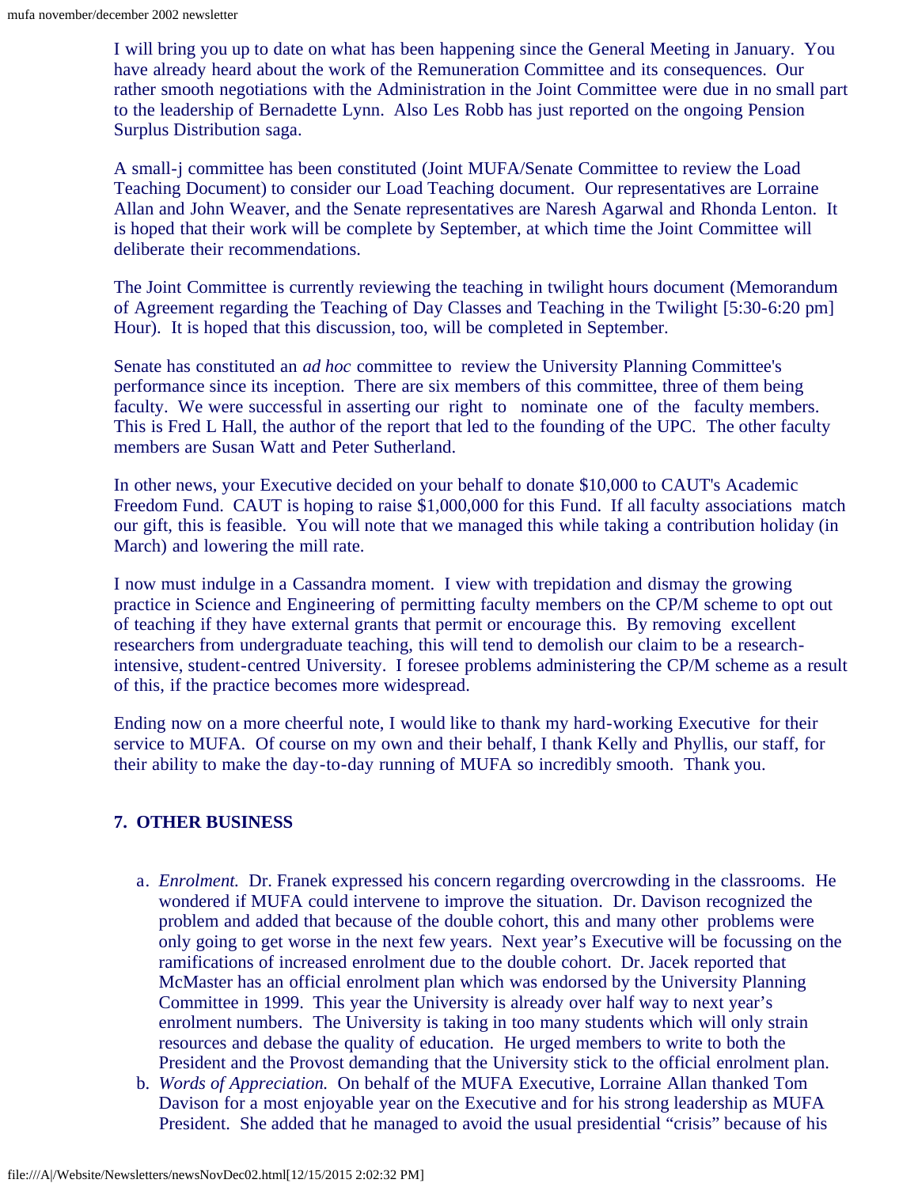I will bring you up to date on what has been happening since the General Meeting in January. You have already heard about the work of the Remuneration Committee and its consequences. Our rather smooth negotiations with the Administration in the Joint Committee were due in no small part to the leadership of Bernadette Lynn. Also Les Robb has just reported on the ongoing Pension Surplus Distribution saga.

A small-j committee has been constituted (Joint MUFA/Senate Committee to review the Load Teaching Document) to consider our Load Teaching document. Our representatives are Lorraine Allan and John Weaver, and the Senate representatives are Naresh Agarwal and Rhonda Lenton. It is hoped that their work will be complete by September, at which time the Joint Committee will deliberate their recommendations.

The Joint Committee is currently reviewing the teaching in twilight hours document (Memorandum of Agreement regarding the Teaching of Day Classes and Teaching in the Twilight [5:30-6:20 pm] Hour). It is hoped that this discussion, too, will be completed in September.

Senate has constituted an *ad hoc* committee to review the University Planning Committee's performance since its inception. There are six members of this committee, three of them being faculty. We were successful in asserting our right to nominate one of the faculty members. This is Fred L Hall, the author of the report that led to the founding of the UPC. The other faculty members are Susan Watt and Peter Sutherland.

In other news, your Executive decided on your behalf to donate $10,000 to CAUT's Academic Freedom Fund. CAUT is hoping to raise $1,000,000 for this Fund. If all faculty associations match our gift, this is feasible. You will note that we managed this while taking a contribution holiday (in March) and lowering the mill rate.

I now must indulge in a Cassandra moment. I view with trepidation and dismay the growing practice in Science and Engineering of permitting faculty members on the CP/M scheme to opt out of teaching if they have external grants that permit or encourage this. By removing excellent researchers from undergraduate teaching, this will tend to demolish our claim to be a research-intensive, student-centred University. I foresee problems administering the CP/M scheme as a result of this, if the practice becomes more widespread.

Ending now on a more cheerful note, I would like to thank my hard-working Executive for their service to MUFA. Of course on my own and their behalf, I thank Kelly and Phyllis, our staff, for their ability to make the day-to-day running of MUFA so incredibly smooth. Thank you.

### 7. OTHER BUSINESS

a. *Enrolment.* Dr. Franek expressed his concern regarding overcrowding in the classrooms. He wondered if MUFA could intervene to improve the situation. Dr. Davison recognized the problem and added that because of the double cohort, this and many other problems were only going to get worse in the next few years. Next year's Executive will be focussing on the ramifications of increased enrolment due to the double cohort. Dr. Jacek reported that McMaster has an official enrolment plan which was endorsed by the University Planning Committee in 1999. This year the University is already over half way to next year's enrolment numbers. The University is taking in too many students which will only strain resources and debase the quality of education. He urged members to write to both the President and the Provost demanding that the University stick to the official enrolment plan.
b. *Words of Appreciation.* On behalf of the MUFA Executive, Lorraine Allan thanked Tom Davison for a most enjoyable year on the Executive and for his strong leadership as MUFA President. She added that he managed to avoid the usual presidential "crisis" because of his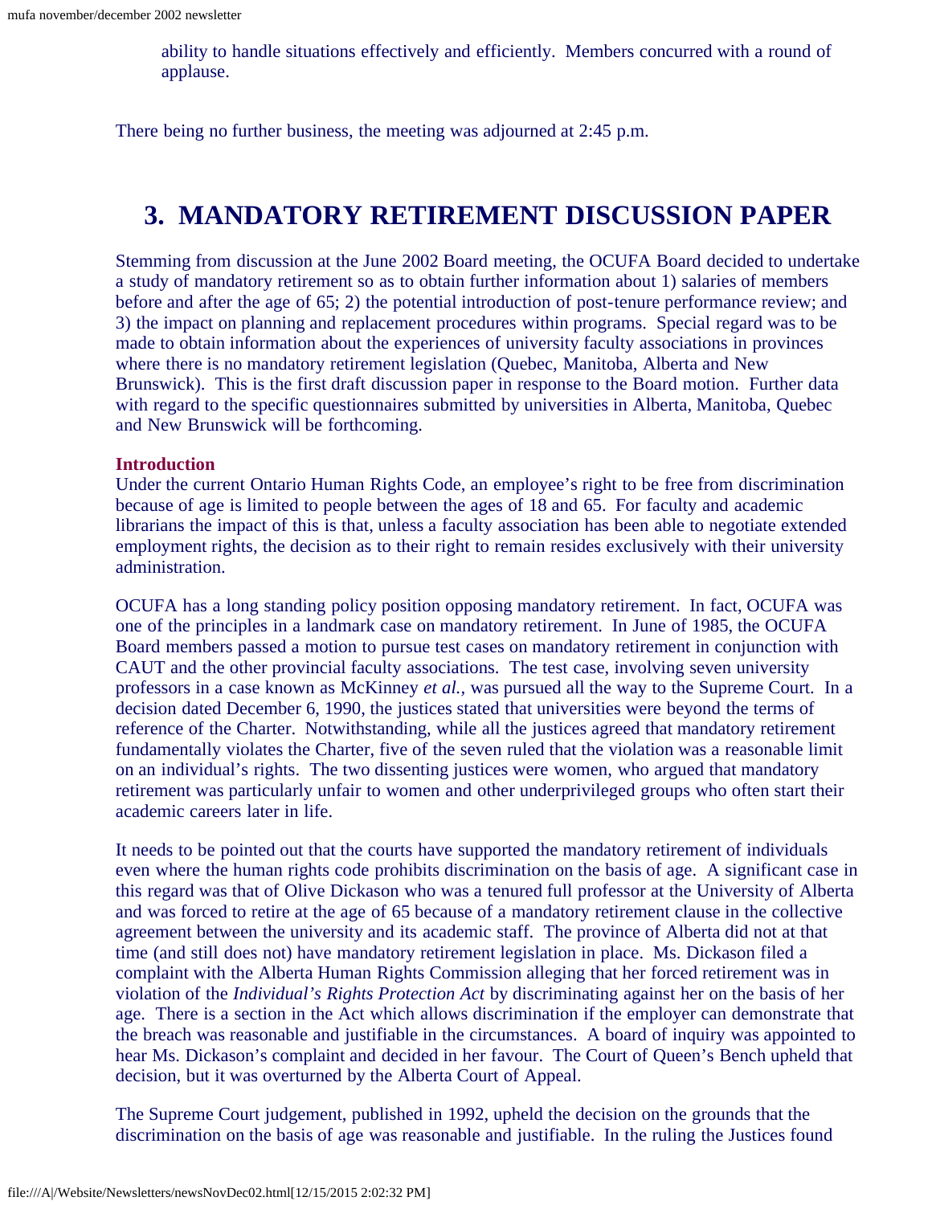ability to handle situations effectively and efficiently. Members concurred with a round of applause.

There being no further business, the meeting was adjourned at 2:45 p.m.

# 3. MANDATORY RETIREMENT DISCUSSION PAPER

Stemming from discussion at the June 2002 Board meeting, the OCUFA Board decided to undertake a study of mandatory retirement so as to obtain further information about 1) salaries of members before and after the age of 65; 2) the potential introduction of post-tenure performance review; and 3) the impact on planning and replacement procedures within programs. Special regard was to be made to obtain information about the experiences of university faculty associations in provinces where there is no mandatory retirement legislation (Quebec, Manitoba, Alberta and New Brunswick). This is the first draft discussion paper in response to the Board motion. Further data with regard to the specific questionnaires submitted by universities in Alberta, Manitoba, Quebec and New Brunswick will be forthcoming.

**Introduction**

Under the current Ontario Human Rights Code, an employee's right to be free from discrimination because of age is limited to people between the ages of 18 and 65. For faculty and academic librarians the impact of this is that, unless a faculty association has been able to negotiate extended employment rights, the decision as to their right to remain resides exclusively with their university administration.

OCUFA has a long standing policy position opposing mandatory retirement. In fact, OCUFA was one of the principles in a landmark case on mandatory retirement. In June of 1985, the OCUFA Board members passed a motion to pursue test cases on mandatory retirement in conjunction with CAUT and the other provincial faculty associations. The test case, involving seven university professors in a case known as McKinney *et al.*, was pursued all the way to the Supreme Court. In a decision dated December 6, 1990, the justices stated that universities were beyond the terms of reference of the Charter. Notwithstanding, while all the justices agreed that mandatory retirement fundamentally violates the Charter, five of the seven ruled that the violation was a reasonable limit on an individual's rights. The two dissenting justices were women, who argued that mandatory retirement was particularly unfair to women and other underprivileged groups who often start their academic careers later in life.

It needs to be pointed out that the courts have supported the mandatory retirement of individuals even where the human rights code prohibits discrimination on the basis of age. A significant case in this regard was that of Olive Dickason who was a tenured full professor at the University of Alberta and was forced to retire at the age of 65 because of a mandatory retirement clause in the collective agreement between the university and its academic staff. The province of Alberta did not at that time (and still does not) have mandatory retirement legislation in place. Ms. Dickason filed a complaint with the Alberta Human Rights Commission alleging that her forced retirement was in violation of the *Individual's Rights Protection Act* by discriminating against her on the basis of her age. There is a section in the Act which allows discrimination if the employer can demonstrate that the breach was reasonable and justifiable in the circumstances. A board of inquiry was appointed to hear Ms. Dickason's complaint and decided in her favour. The Court of Queen's Bench upheld that decision, but it was overturned by the Alberta Court of Appeal.

The Supreme Court judgement, published in 1992, upheld the decision on the grounds that the discrimination on the basis of age was reasonable and justifiable. In the ruling the Justices found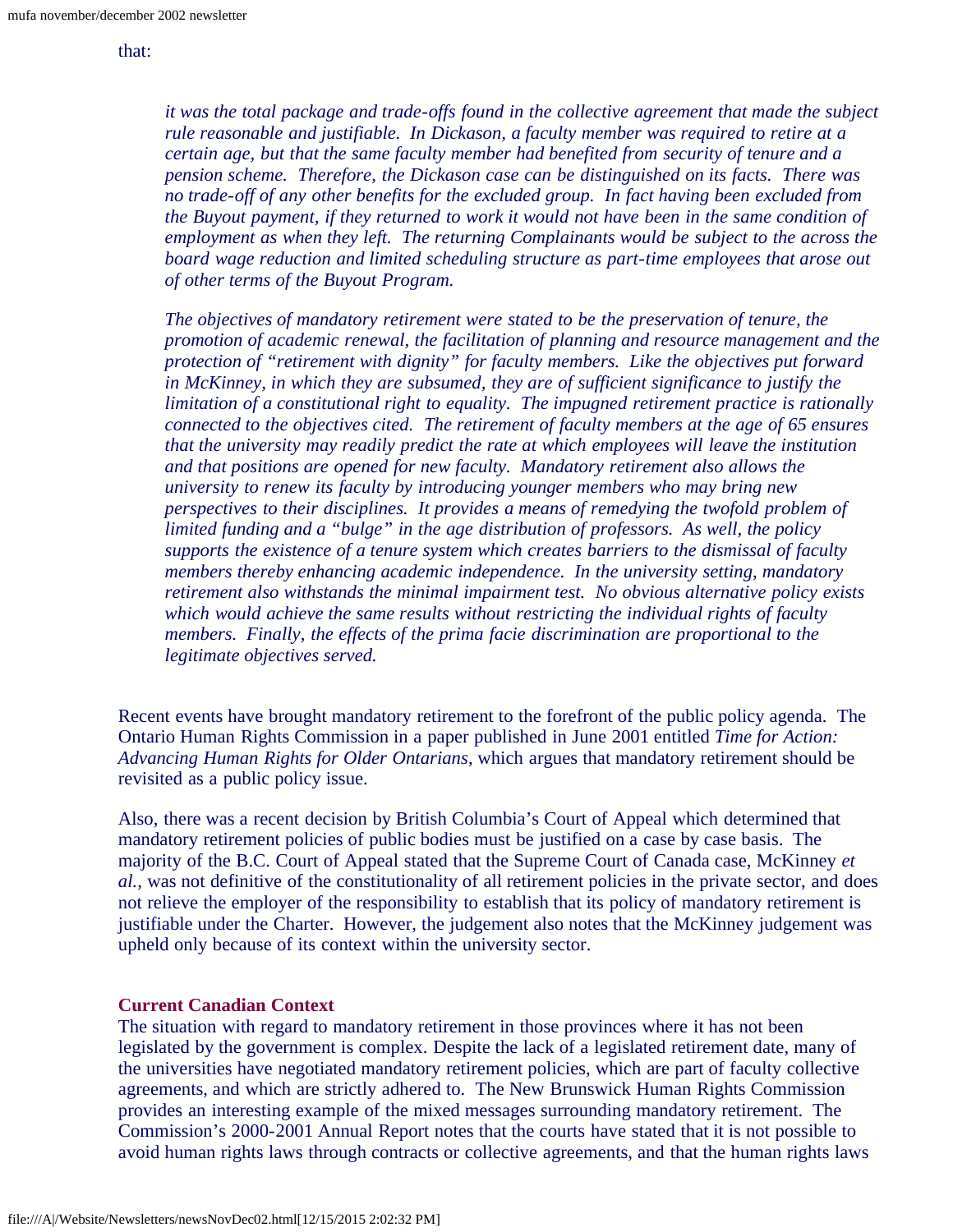that:

> *it was the total package and trade-offs found in the collective agreement that made the subject rule reasonable and justifiable. In Dickason, a faculty member was required to retire at a certain age, but that the same faculty member had benefited from security of tenure and a pension scheme. Therefore, the Dickason case can be distinguished on its facts. There was no trade-off of any other benefits for the excluded group. In fact having been excluded from the Buyout payment, if they returned to work it would not have been in the same condition of employment as when they left. The returning Complainants would be subject to the across the board wage reduction and limited scheduling structure as part-time employees that arose out of other terms of the Buyout Program.*
>
> *The objectives of mandatory retirement were stated to be the preservation of tenure, the promotion of academic renewal, the facilitation of planning and resource management and the protection of "retirement with dignity" for faculty members. Like the objectives put forward in McKinney, in which they are subsumed, they are of sufficient significance to justify the limitation of a constitutional right to equality. The impugned retirement practice is rationally connected to the objectives cited. The retirement of faculty members at the age of 65 ensures that the university may readily predict the rate at which employees will leave the institution and that positions are opened for new faculty. Mandatory retirement also allows the university to renew its faculty by introducing younger members who may bring new perspectives to their disciplines. It provides a means of remedying the twofold problem of limited funding and a "bulge" in the age distribution of professors. As well, the policy supports the existence of a tenure system which creates barriers to the dismissal of faculty members thereby enhancing academic independence. In the university setting, mandatory retirement also withstands the minimal impairment test. No obvious alternative policy exists which would achieve the same results without restricting the individual rights of faculty members. Finally, the effects of the prima facie discrimination are proportional to the legitimate objectives served.*

Recent events have brought mandatory retirement to the forefront of the public policy agenda. The Ontario Human Rights Commission in a paper published in June 2001 entitled *Time for Action: Advancing Human Rights for Older Ontarians*, which argues that mandatory retirement should be revisited as a public policy issue.

Also, there was a recent decision by British Columbia's Court of Appeal which determined that mandatory retirement policies of public bodies must be justified on a case by case basis. The majority of the B.C. Court of Appeal stated that the Supreme Court of Canada case, McKinney *et al.,* was not definitive of the constitutionality of all retirement policies in the private sector, and does not relieve the employer of the responsibility to establish that its policy of mandatory retirement is justifiable under the Charter. However, the judgement also notes that the McKinney judgement was upheld only because of its context within the university sector.

### Current Canadian Context

The situation with regard to mandatory retirement in those provinces where it has not been legislated by the government is complex. Despite the lack of a legislated retirement date, many of the universities have negotiated mandatory retirement policies, which are part of faculty collective agreements, and which are strictly adhered to. The New Brunswick Human Rights Commission provides an interesting example of the mixed messages surrounding mandatory retirement. The Commission's 2000-2001 Annual Report notes that the courts have stated that it is not possible to avoid human rights laws through contracts or collective agreements, and that the human rights laws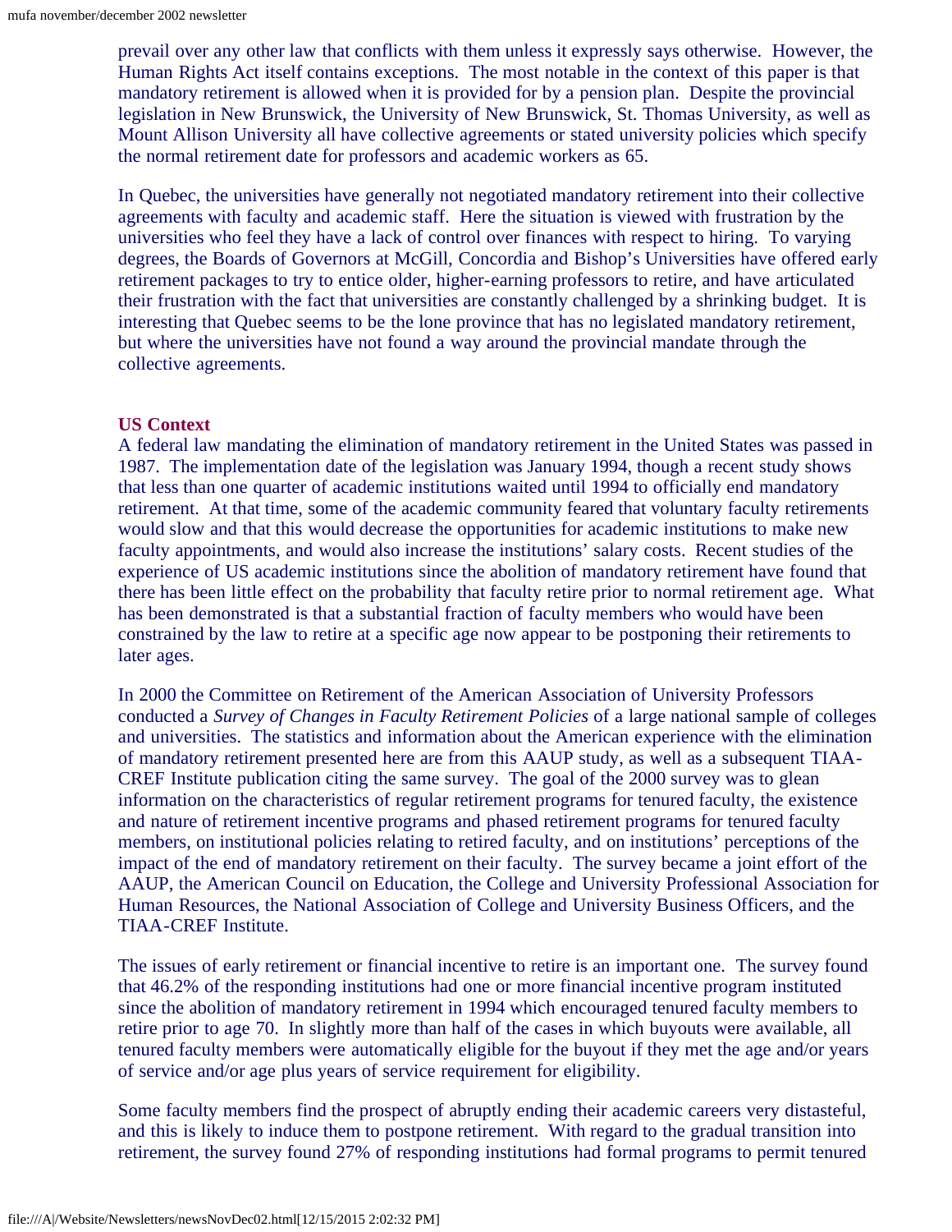prevail over any other law that conflicts with them unless it expressly says otherwise. However, the Human Rights Act itself contains exceptions. The most notable in the context of this paper is that mandatory retirement is allowed when it is provided for by a pension plan. Despite the provincial legislation in New Brunswick, the University of New Brunswick, St. Thomas University, as well as Mount Allison University all have collective agreements or stated university policies which specify the normal retirement date for professors and academic workers as 65.

In Quebec, the universities have generally not negotiated mandatory retirement into their collective agreements with faculty and academic staff. Here the situation is viewed with frustration by the universities who feel they have a lack of control over finances with respect to hiring. To varying degrees, the Boards of Governors at McGill, Concordia and Bishop's Universities have offered early retirement packages to try to entice older, higher-earning professors to retire, and have articulated their frustration with the fact that universities are constantly challenged by a shrinking budget. It is interesting that Quebec seems to be the lone province that has no legislated mandatory retirement, but where the universities have not found a way around the provincial mandate through the collective agreements.

**US Context**

A federal law mandating the elimination of mandatory retirement in the United States was passed in 1987. The implementation date of the legislation was January 1994, though a recent study shows that less than one quarter of academic institutions waited until 1994 to officially end mandatory retirement. At that time, some of the academic community feared that voluntary faculty retirements would slow and that this would decrease the opportunities for academic institutions to make new faculty appointments, and would also increase the institutions' salary costs. Recent studies of the experience of US academic institutions since the abolition of mandatory retirement have found that there has been little effect on the probability that faculty retire prior to normal retirement age. What has been demonstrated is that a substantial fraction of faculty members who would have been constrained by the law to retire at a specific age now appear to be postponing their retirements to later ages.

In 2000 the Committee on Retirement of the American Association of University Professors conducted a *Survey of Changes in Faculty Retirement Policies* of a large national sample of colleges and universities. The statistics and information about the American experience with the elimination of mandatory retirement presented here are from this AAUP study, as well as a subsequent TIAA-CREF Institute publication citing the same survey. The goal of the 2000 survey was to glean information on the characteristics of regular retirement programs for tenured faculty, the existence and nature of retirement incentive programs and phased retirement programs for tenured faculty members, on institutional policies relating to retired faculty, and on institutions' perceptions of the impact of the end of mandatory retirement on their faculty. The survey became a joint effort of the AAUP, the American Council on Education, the College and University Professional Association for Human Resources, the National Association of College and University Business Officers, and the TIAA-CREF Institute.

The issues of early retirement or financial incentive to retire is an important one. The survey found that 46.2% of the responding institutions had one or more financial incentive program instituted since the abolition of mandatory retirement in 1994 which encouraged tenured faculty members to retire prior to age 70. In slightly more than half of the cases in which buyouts were available, all tenured faculty members were automatically eligible for the buyout if they met the age and/or years of service and/or age plus years of service requirement for eligibility.

Some faculty members find the prospect of abruptly ending their academic careers very distasteful, and this is likely to induce them to postpone retirement. With regard to the gradual transition into retirement, the survey found 27% of responding institutions had formal programs to permit tenured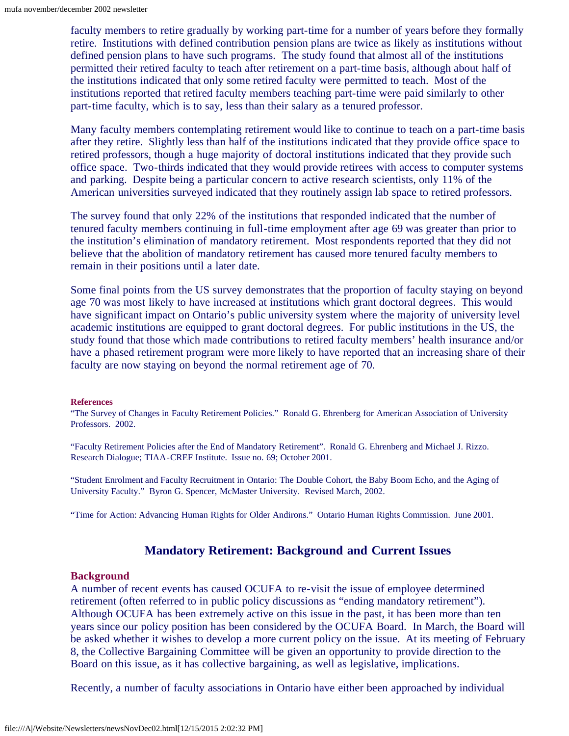faculty members to retire gradually by working part-time for a number of years before they formally retire. Institutions with defined contribution pension plans are twice as likely as institutions without defined pension plans to have such programs. The study found that almost all of the institutions permitted their retired faculty to teach after retirement on a part-time basis, although about half of the institutions indicated that only some retired faculty were permitted to teach. Most of the institutions reported that retired faculty members teaching part-time were paid similarly to other part-time faculty, which is to say, less than their salary as a tenured professor.

Many faculty members contemplating retirement would like to continue to teach on a part-time basis after they retire. Slightly less than half of the institutions indicated that they provide office space to retired professors, though a huge majority of doctoral institutions indicated that they provide such office space. Two-thirds indicated that they would provide retirees with access to computer systems and parking. Despite being a particular concern to active research scientists, only 11% of the American universities surveyed indicated that they routinely assign lab space to retired professors.

The survey found that only 22% of the institutions that responded indicated that the number of tenured faculty members continuing in full-time employment after age 69 was greater than prior to the institution's elimination of mandatory retirement. Most respondents reported that they did not believe that the abolition of mandatory retirement has caused more tenured faculty members to remain in their positions until a later date.

Some final points from the US survey demonstrates that the proportion of faculty staying on beyond age 70 was most likely to have increased at institutions which grant doctoral degrees. This would have significant impact on Ontario's public university system where the majority of university level academic institutions are equipped to grant doctoral degrees. For public institutions in the US, the study found that those which made contributions to retired faculty members' health insurance and/or have a phased retirement program were more likely to have reported that an increasing share of their faculty are now staying on beyond the normal retirement age of 70.

**References**

"The Survey of Changes in Faculty Retirement Policies." Ronald G. Ehrenberg for American Association of University Professors. 2002.

"Faculty Retirement Policies after the End of Mandatory Retirement". Ronald G. Ehrenberg and Michael J. Rizzo. Research Dialogue; TIAA-CREF Institute. Issue no. 69; October 2001.

"Student Enrolment and Faculty Recruitment in Ontario: The Double Cohort, the Baby Boom Echo, and the Aging of University Faculty." Byron G. Spencer, McMaster University. Revised March, 2002.

"Time for Action: Advancing Human Rights for Older Andirons." Ontario Human Rights Commission. June 2001.

## Mandatory Retirement: Background and Current Issues

### Background

A number of recent events has caused OCUFA to re-visit the issue of employee determined retirement (often referred to in public policy discussions as "ending mandatory retirement"). Although OCUFA has been extremely active on this issue in the past, it has been more than ten years since our policy position has been considered by the OCUFA Board. In March, the Board will be asked whether it wishes to develop a more current policy on the issue. At its meeting of February 8, the Collective Bargaining Committee will be given an opportunity to provide direction to the Board on this issue, as it has collective bargaining, as well as legislative, implications.

Recently, a number of faculty associations in Ontario have either been approached by individual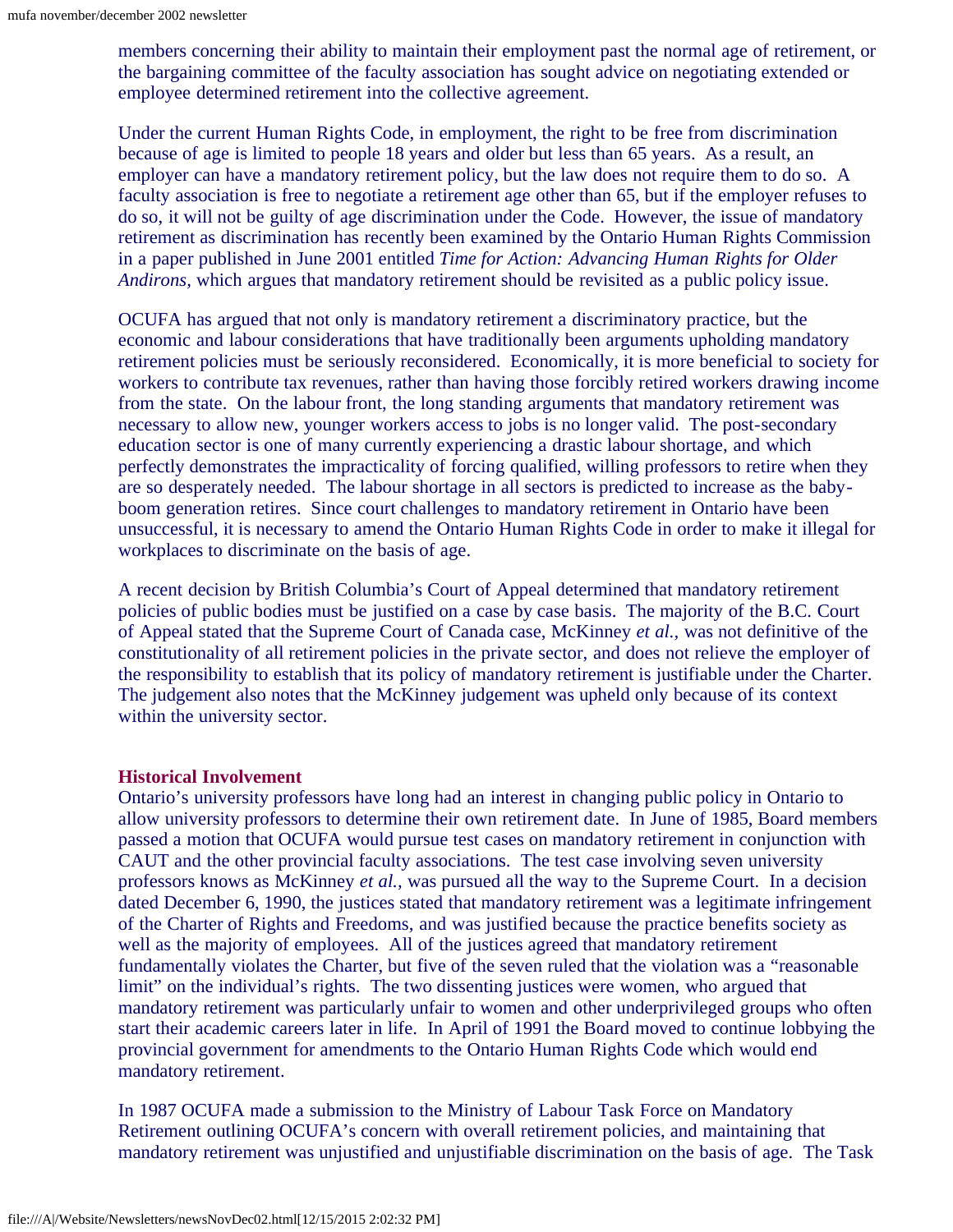members concerning their ability to maintain their employment past the normal age of retirement, or the bargaining committee of the faculty association has sought advice on negotiating extended or employee determined retirement into the collective agreement.

Under the current Human Rights Code, in employment, the right to be free from discrimination because of age is limited to people 18 years and older but less than 65 years. As a result, an employer can have a mandatory retirement policy, but the law does not require them to do so. A faculty association is free to negotiate a retirement age other than 65, but if the employer refuses to do so, it will not be guilty of age discrimination under the Code. However, the issue of mandatory retirement as discrimination has recently been examined by the Ontario Human Rights Commission in a paper published in June 2001 entitled *Time for Action: Advancing Human Rights for Older Andirons*, which argues that mandatory retirement should be revisited as a public policy issue.

OCUFA has argued that not only is mandatory retirement a discriminatory practice, but the economic and labour considerations that have traditionally been arguments upholding mandatory retirement policies must be seriously reconsidered. Economically, it is more beneficial to society for workers to contribute tax revenues, rather than having those forcibly retired workers drawing income from the state. On the labour front, the long standing arguments that mandatory retirement was necessary to allow new, younger workers access to jobs is no longer valid. The post-secondary education sector is one of many currently experiencing a drastic labour shortage, and which perfectly demonstrates the impracticality of forcing qualified, willing professors to retire when they are so desperately needed. The labour shortage in all sectors is predicted to increase as the baby-boom generation retires. Since court challenges to mandatory retirement in Ontario have been unsuccessful, it is necessary to amend the Ontario Human Rights Code in order to make it illegal for workplaces to discriminate on the basis of age.

A recent decision by British Columbia's Court of Appeal determined that mandatory retirement policies of public bodies must be justified on a case by case basis. The majority of the B.C. Court of Appeal stated that the Supreme Court of Canada case, McKinney *et al.*, was not definitive of the constitutionality of all retirement policies in the private sector, and does not relieve the employer of the responsibility to establish that its policy of mandatory retirement is justifiable under the Charter. The judgement also notes that the McKinney judgement was upheld only because of its context within the university sector.

**Historical Involvement**

Ontario's university professors have long had an interest in changing public policy in Ontario to allow university professors to determine their own retirement date. In June of 1985, Board members passed a motion that OCUFA would pursue test cases on mandatory retirement in conjunction with CAUT and the other provincial faculty associations. The test case involving seven university professors knows as McKinney *et al.*, was pursued all the way to the Supreme Court. In a decision dated December 6, 1990, the justices stated that mandatory retirement was a legitimate infringement of the Charter of Rights and Freedoms, and was justified because the practice benefits society as well as the majority of employees. All of the justices agreed that mandatory retirement fundamentally violates the Charter, but five of the seven ruled that the violation was a "reasonable limit" on the individual's rights. The two dissenting justices were women, who argued that mandatory retirement was particularly unfair to women and other underprivileged groups who often start their academic careers later in life. In April of 1991 the Board moved to continue lobbying the provincial government for amendments to the Ontario Human Rights Code which would end mandatory retirement.

In 1987 OCUFA made a submission to the Ministry of Labour Task Force on Mandatory Retirement outlining OCUFA's concern with overall retirement policies, and maintaining that mandatory retirement was unjustified and unjustifiable discrimination on the basis of age. The Task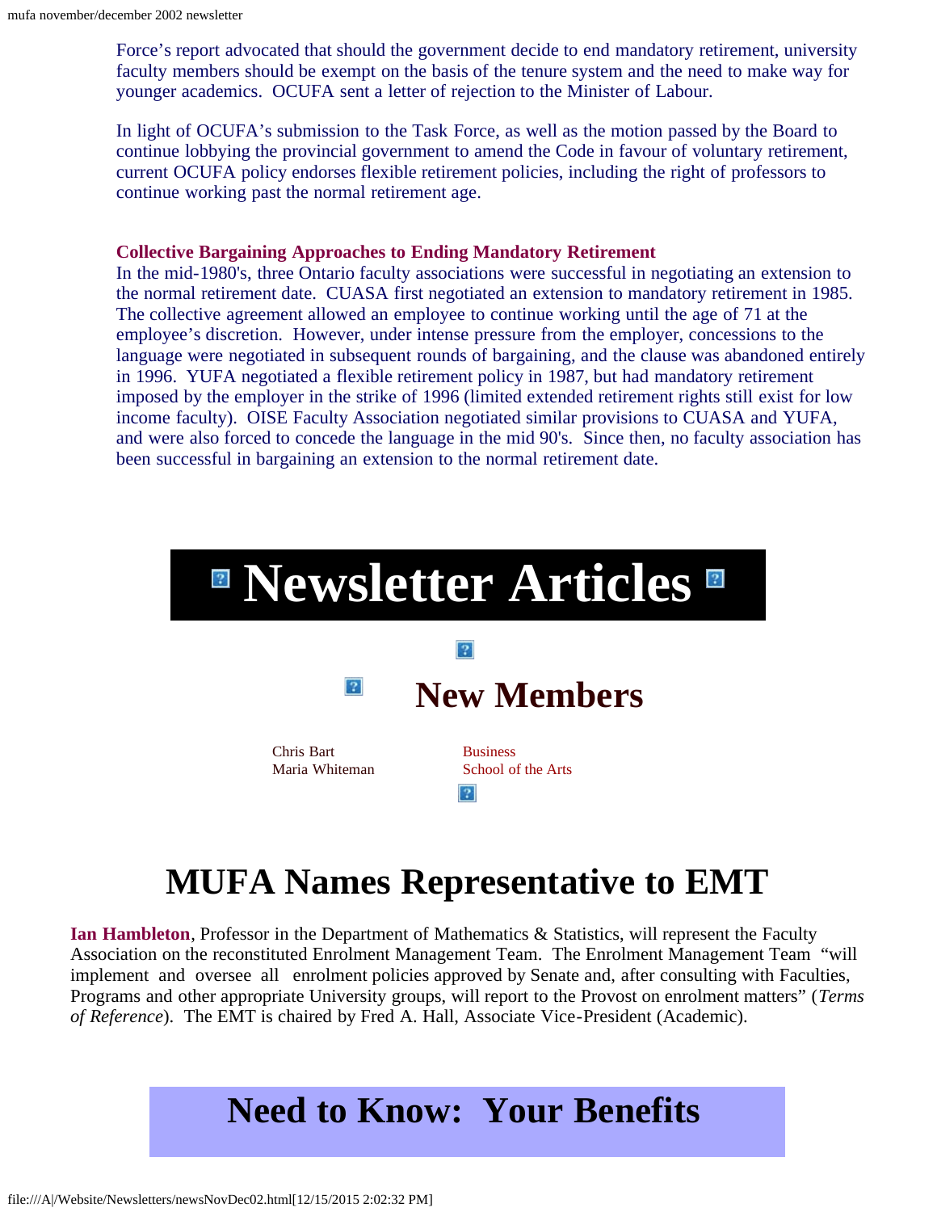Force's report advocated that should the government decide to end mandatory retirement, university faculty members should be exempt on the basis of the tenure system and the need to make way for younger academics. OCUFA sent a letter of rejection to the Minister of Labour.

In light of OCUFA's submission to the Task Force, as well as the motion passed by the Board to continue lobbying the provincial government to amend the Code in favour of voluntary retirement, current OCUFA policy endorses flexible retirement policies, including the right of professors to continue working past the normal retirement age.

**Collective Bargaining Approaches to Ending Mandatory Retirement**

In the mid-1980's, three Ontario faculty associations were successful in negotiating an extension to the normal retirement date. CUASA first negotiated an extension to mandatory retirement in 1985. The collective agreement allowed an employee to continue working until the age of 71 at the employee's discretion. However, under intense pressure from the employer, concessions to the language were negotiated in subsequent rounds of bargaining, and the clause was abandoned entirely in 1996. YUFA negotiated a flexible retirement policy in 1987, but had mandatory retirement imposed by the employer in the strike of 1996 (limited extended retirement rights still exist for low income faculty). OISE Faculty Association negotiated similar provisions to CUASA and YUFA, and were also forced to concede the language in the mid 90's. Since then, no faculty association has been successful in bargaining an extension to the normal retirement date.

# Newsletter Articles

## New Members

| | |
|---|---|
| Chris Bart | Business |
| Maria Whiteman | School of the Arts |

## MUFA Names Representative to EMT

**Ian Hambleton**, Professor in the Department of Mathematics & Statistics, will represent the Faculty Association on the reconstituted Enrolment Management Team. The Enrolment Management Team "will implement and oversee all enrolment policies approved by Senate and, after consulting with Faculties, Programs and other appropriate University groups, will report to the Provost on enrolment matters" (*Terms of Reference*). The EMT is chaired by Fred A. Hall, Associate Vice-President (Academic).

## Need to Know: Your Benefits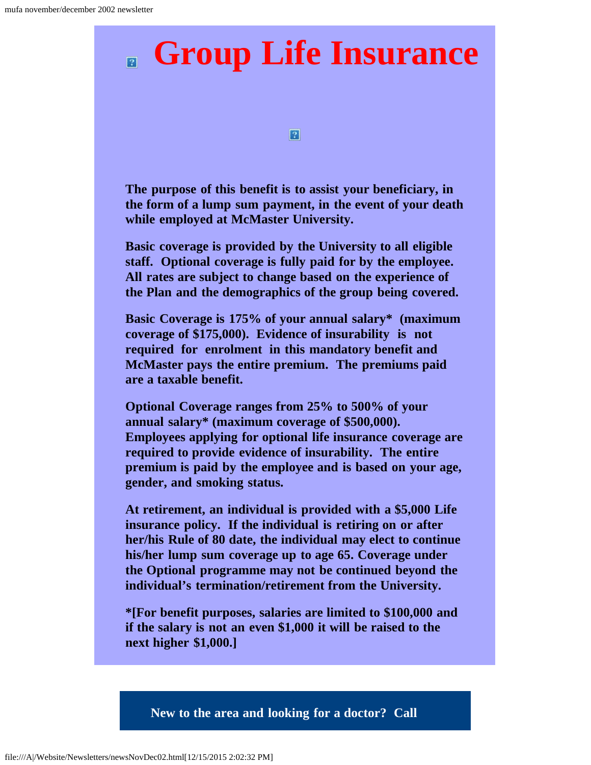# Group Life Insurance

**The purpose of this benefit is to assist your beneficiary, in the form of a lump sum payment, in the event of your death while employed at McMaster University.**

**Basic coverage is provided by the University to all eligible staff. Optional coverage is fully paid for by the employee. All rates are subject to change based on the experience of the Plan and the demographics of the group being covered.**

**Basic Coverage is 175% of your annual salary* (maximum coverage of $175,000). Evidence of insurability is not required for enrolment in this mandatory benefit and McMaster pays the entire premium. The premiums paid are a taxable benefit.**

**Optional Coverage ranges from 25% to 500% of your annual salary* (maximum coverage of $500,000). Employees applying for optional life insurance coverage are required to provide evidence of insurability. The entire premium is paid by the employee and is based on your age, gender, and smoking status.**

**At retirement, an individual is provided with a $5,000 Life insurance policy. If the individual is retiring on or after her/his Rule of 80 date, the individual may elect to continue his/her lump sum coverage up to age 65. Coverage under the Optional programme may not be continued beyond the individual's termination/retirement from the University.**

***[For benefit purposes, salaries are limited to $100,000 and if the salary is not an even $1,000 it will be raised to the next higher $1,000.]**

**New to the area and looking for a doctor? Call**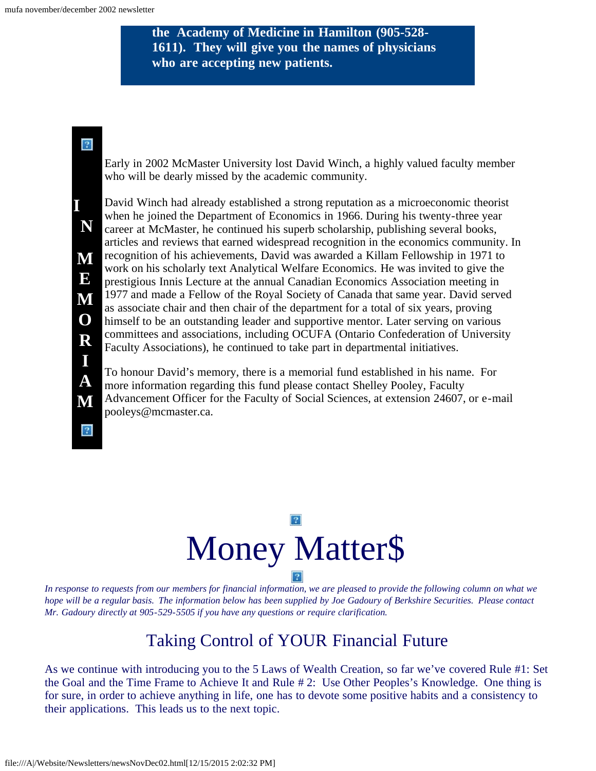**the Academy of Medicine in Hamilton (905-528-1611). They will give you the names of physicians who are accepting new patients.**

## IN MEMORIAM

Early in 2002 McMaster University lost David Winch, a highly valued faculty member who will be dearly missed by the academic community.

David Winch had already established a strong reputation as a microeconomic theorist when he joined the Department of Economics in 1966. During his twenty-three year career at McMaster, he continued his superb scholarship, publishing several books, articles and reviews that earned widespread recognition in the economics community. In recognition of his achievements, David was awarded a Killam Fellowship in 1971 to work on his scholarly text Analytical Welfare Economics. He was invited to give the prestigious Innis Lecture at the annual Canadian Economics Association meeting in 1977 and made a Fellow of the Royal Society of Canada that same year. David served as associate chair and then chair of the department for a total of six years, proving himself to be an outstanding leader and supportive mentor. Later serving on various committees and associations, including OCUFA (Ontario Confederation of University Faculty Associations), he continued to take part in departmental initiatives.

To honour David's memory, there is a memorial fund established in his name. For more information regarding this fund please contact Shelley Pooley, Faculty Advancement Officer for the Faculty of Social Sciences, at extension 24607, or e-mail pooleys@mcmaster.ca.

# Money Matter$

*In response to requests from our members for financial information, we are pleased to provide the following column on what we hope will be a regular basis. The information below has been supplied by Joe Gadoury of Berkshire Securities. Please contact Mr. Gadoury directly at 905-529-5505 if you have any questions or require clarification.*

## Taking Control of YOUR Financial Future

As we continue with introducing you to the 5 Laws of Wealth Creation, so far we've covered Rule #1: Set the Goal and the Time Frame to Achieve It and Rule # 2: Use Other Peoples's Knowledge. One thing is for sure, in order to achieve anything in life, one has to devote some positive habits and a consistency to their applications. This leads us to the next topic.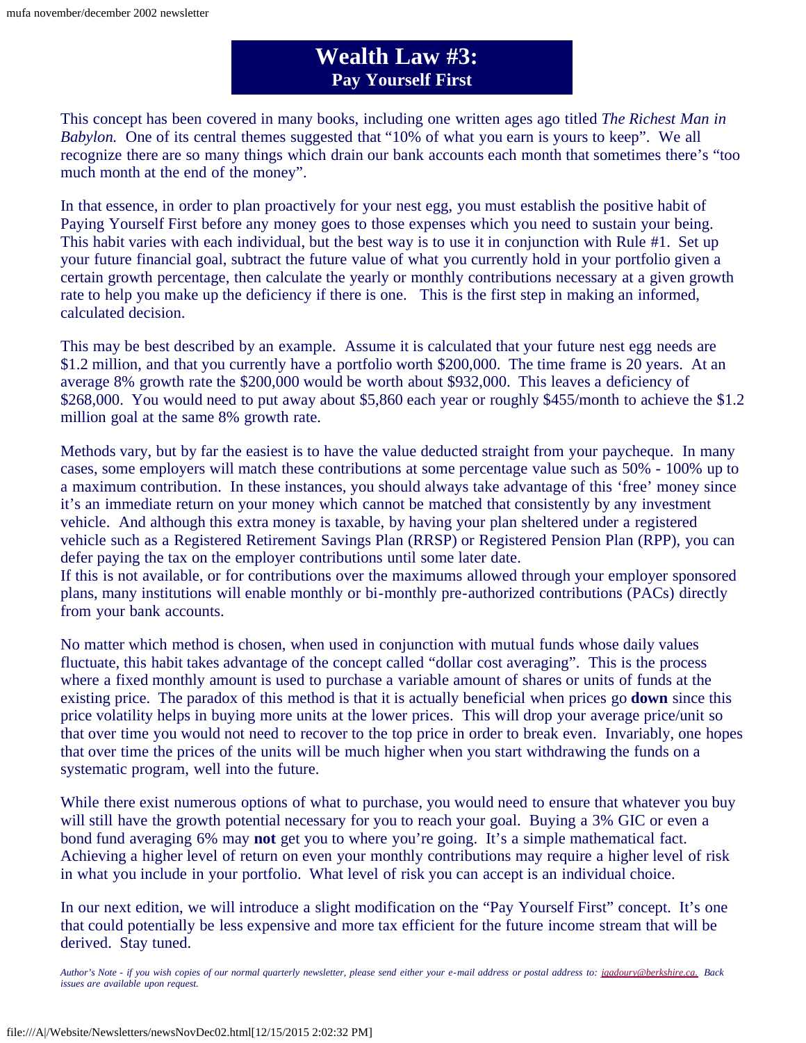# Wealth Law #3:
## Pay Yourself First

This concept has been covered in many books, including one written ages ago titled *The Richest Man in Babylon.* One of its central themes suggested that "10% of what you earn is yours to keep". We all recognize there are so many things which drain our bank accounts each month that sometimes there's "too much month at the end of the money".

In that essence, in order to plan proactively for your nest egg, you must establish the positive habit of Paying Yourself First before any money goes to those expenses which you need to sustain your being. This habit varies with each individual, but the best way is to use it in conjunction with Rule #1. Set up your future financial goal, subtract the future value of what you currently hold in your portfolio given a certain growth percentage, then calculate the yearly or monthly contributions necessary at a given growth rate to help you make up the deficiency if there is one. This is the first step in making an informed, calculated decision.

This may be best described by an example. Assume it is calculated that your future nest egg needs are $1.2 million, and that you currently have a portfolio worth $200,000. The time frame is 20 years. At an average 8% growth rate the $200,000 would be worth about $932,000. This leaves a deficiency of $268,000. You would need to put away about $5,860 each year or roughly $455/month to achieve the $1.2 million goal at the same 8% growth rate.

Methods vary, but by far the easiest is to have the value deducted straight from your paycheque. In many cases, some employers will match these contributions at some percentage value such as 50% - 100% up to a maximum contribution. In these instances, you should always take advantage of this 'free' money since it's an immediate return on your money which cannot be matched that consistently by any investment vehicle. And although this extra money is taxable, by having your plan sheltered under a registered vehicle such as a Registered Retirement Savings Plan (RRSP) or Registered Pension Plan (RPP), you can defer paying the tax on the employer contributions until some later date.
If this is not available, or for contributions over the maximums allowed through your employer sponsored plans, many institutions will enable monthly or bi-monthly pre-authorized contributions (PACs) directly from your bank accounts.

No matter which method is chosen, when used in conjunction with mutual funds whose daily values fluctuate, this habit takes advantage of the concept called "dollar cost averaging". This is the process where a fixed monthly amount is used to purchase a variable amount of shares or units of funds at the existing price. The paradox of this method is that it is actually beneficial when prices go **down** since this price volatility helps in buying more units at the lower prices. This will drop your average price/unit so that over time you would not need to recover to the top price in order to break even. Invariably, one hopes that over time the prices of the units will be much higher when you start withdrawing the funds on a systematic program, well into the future.

While there exist numerous options of what to purchase, you would need to ensure that whatever you buy will still have the growth potential necessary for you to reach your goal. Buying a 3% GIC or even a bond fund averaging 6% may **not** get you to where you're going. It's a simple mathematical fact. Achieving a higher level of return on even your monthly contributions may require a higher level of risk in what you include in your portfolio. What level of risk you can accept is an individual choice.

In our next edition, we will introduce a slight modification on the "Pay Yourself First" concept. It's one that could potentially be less expensive and more tax efficient for the future income stream that will be derived. Stay tuned.

*Author's Note - if you wish copies of our normal quarterly newsletter, please send either your e-mail address or postal address to: jgadoury@berkshire.ca. Back issues are available upon request.*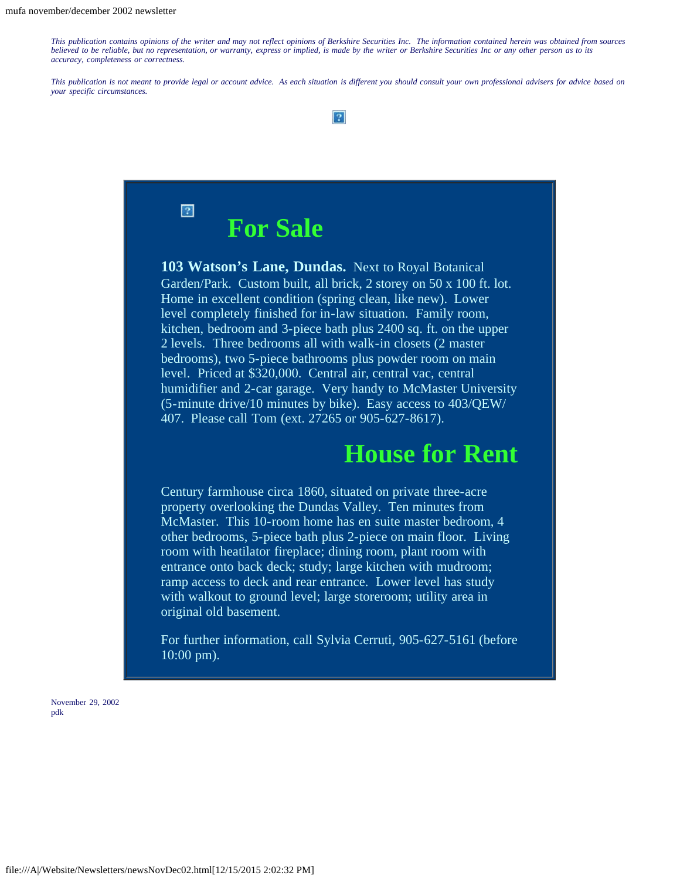*This publication contains opinions of the writer and may not reflect opinions of Berkshire Securities Inc. The information contained herein was obtained from sources believed to be reliable, but no representation, or warranty, express or implied, is made by the writer or Berkshire Securities Inc or any other person as to its accuracy, completeness or correctness.*

*This publication is not meant to provide legal or account advice. As each situation is different you should consult your own professional advisers for advice based on your specific circumstances.*

## For Sale

**103 Watson's Lane, Dundas.** Next to Royal Botanical Garden/Park. Custom built, all brick, 2 storey on 50 x 100 ft. lot. Home in excellent condition (spring clean, like new). Lower level completely finished for in-law situation. Family room, kitchen, bedroom and 3-piece bath plus 2400 sq. ft. on the upper 2 levels. Three bedrooms all with walk-in closets (2 master bedrooms), two 5-piece bathrooms plus powder room on main level. Priced at $320,000. Central air, central vac, central humidifier and 2-car garage. Very handy to McMaster University (5-minute drive/10 minutes by bike). Easy access to 403/QEW/ 407. Please call Tom (ext. 27265 or 905-627-8617).

## House for Rent

Century farmhouse circa 1860, situated on private three-acre property overlooking the Dundas Valley. Ten minutes from McMaster. This 10-room home has en suite master bedroom, 4 other bedrooms, 5-piece bath plus 2-piece on main floor. Living room with heatilator fireplace; dining room, plant room with entrance onto back deck; study; large kitchen with mudroom; ramp access to deck and rear entrance. Lower level has study with walkout to ground level; large storeroom; utility area in original old basement.

For further information, call Sylvia Cerruti, 905-627-5161 (before 10:00 pm).

November 29, 2002
pdk